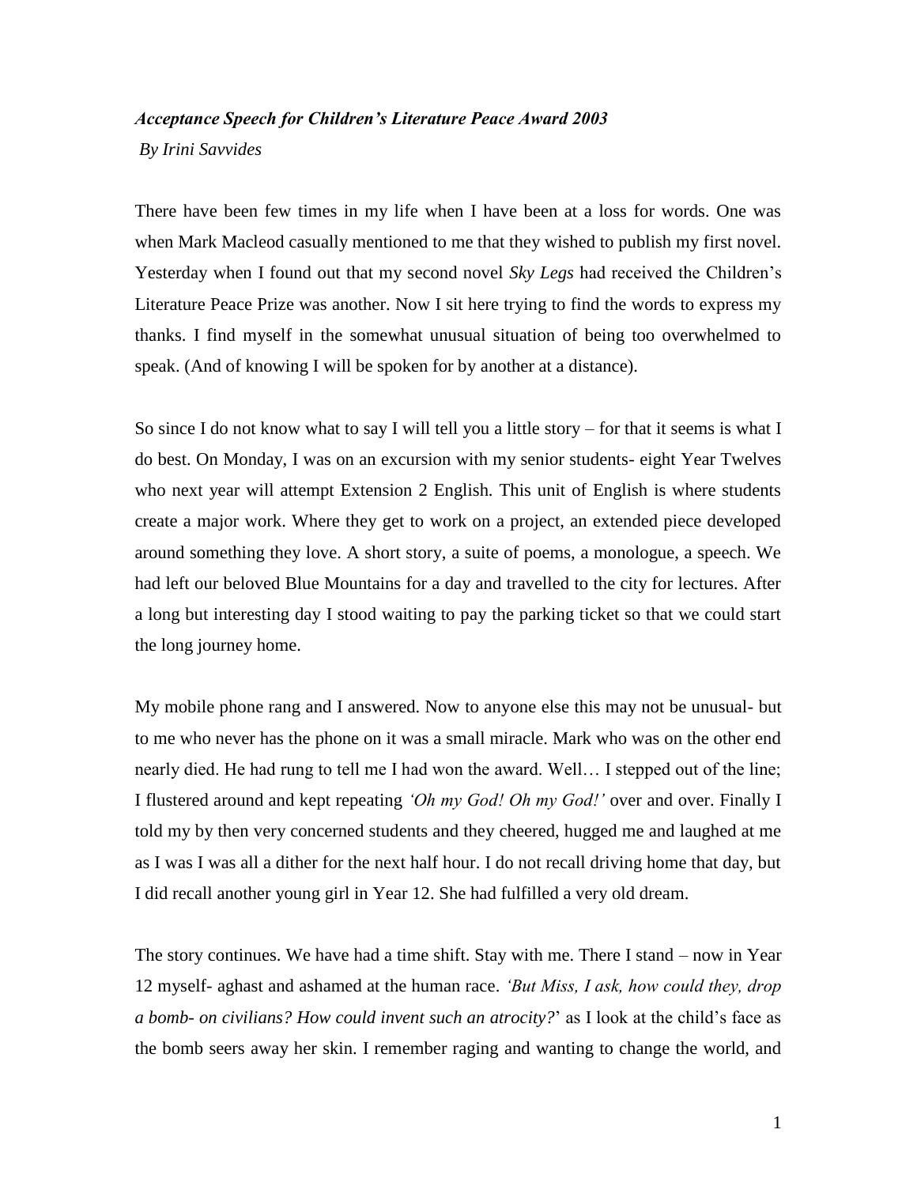***Acceptance Speech for Children's Literature Peace Award 2003***

*By Irini Savvides*

There have been few times in my life when I have been at a loss for words. One was when Mark Macleod casually mentioned to me that they wished to publish my first novel. Yesterday when I found out that my second novel *Sky Legs* had received the Children's Literature Peace Prize was another. Now I sit here trying to find the words to express my thanks. I find myself in the somewhat unusual situation of being too overwhelmed to speak. (And of knowing I will be spoken for by another at a distance).

So since I do not know what to say I will tell you a little story – for that it seems is what I do best. On Monday, I was on an excursion with my senior students- eight Year Twelves who next year will attempt Extension 2 English. This unit of English is where students create a major work. Where they get to work on a project, an extended piece developed around something they love. A short story, a suite of poems, a monologue, a speech. We had left our beloved Blue Mountains for a day and travelled to the city for lectures. After a long but interesting day I stood waiting to pay the parking ticket so that we could start the long journey home.

My mobile phone rang and I answered. Now to anyone else this may not be unusual- but to me who never has the phone on it was a small miracle. Mark who was on the other end nearly died. He had rung to tell me I had won the award. Well… I stepped out of the line; I flustered around and kept repeating *'Oh my God! Oh my God!'* over and over. Finally I told my by then very concerned students and they cheered, hugged me and laughed at me as I was I was all a dither for the next half hour. I do not recall driving home that day, but I did recall another young girl in Year 12. She had fulfilled a very old dream.

The story continues. We have had a time shift. Stay with me. There I stand – now in Year 12 myself- aghast and ashamed at the human race. *'But Miss, I ask, how could they, drop a bomb- on civilians? How could invent such an atrocity?*' as I look at the child's face as the bomb seers away her skin. I remember raging and wanting to change the world, and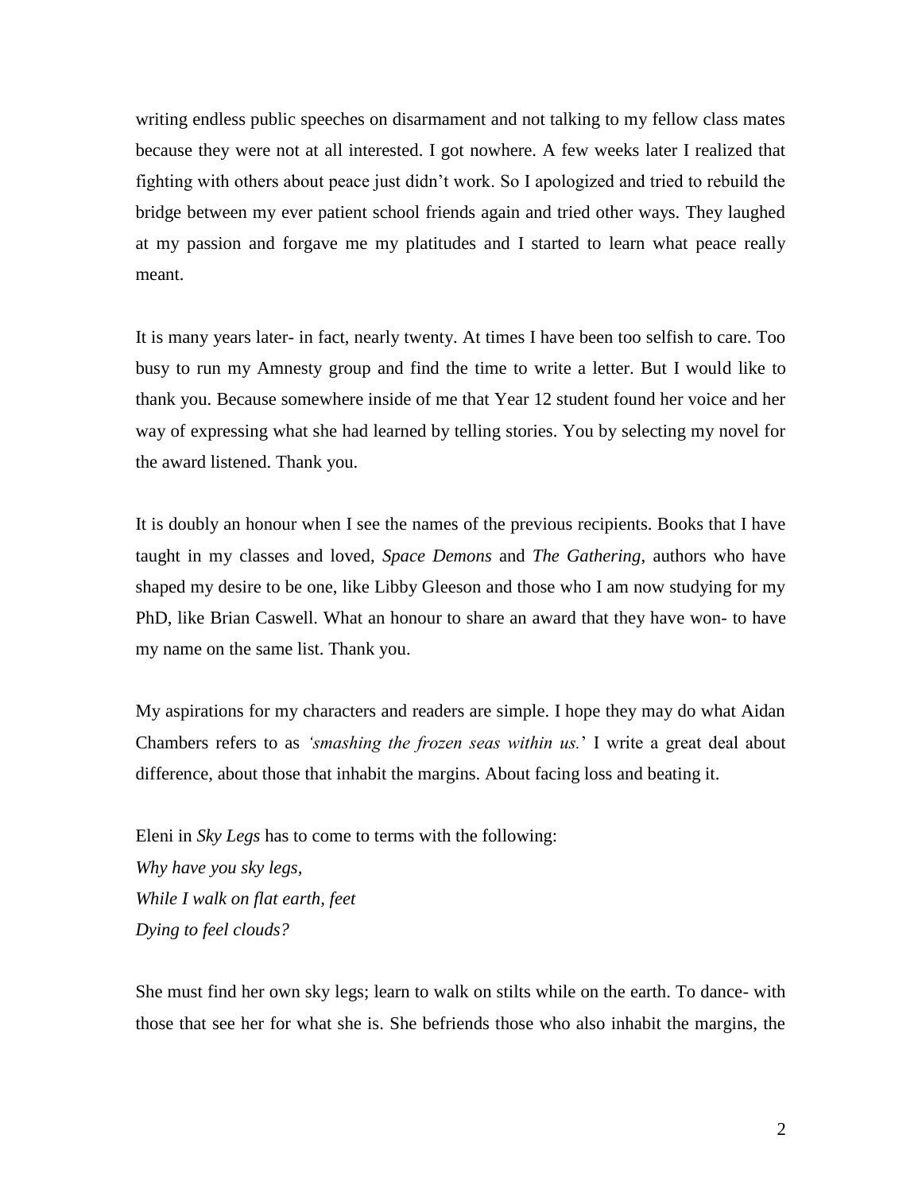writing endless public speeches on disarmament and not talking to my fellow class mates because they were not at all interested. I got nowhere. A few weeks later I realized that fighting with others about peace just didn't work. So I apologized and tried to rebuild the bridge between my ever patient school friends again and tried other ways. They laughed at my passion and forgave me my platitudes and I started to learn what peace really meant.

It is many years later- in fact, nearly twenty. At times I have been too selfish to care. Too busy to run my Amnesty group and find the time to write a letter. But I would like to thank you. Because somewhere inside of me that Year 12 student found her voice and her way of expressing what she had learned by telling stories. You by selecting my novel for the award listened. Thank you.

It is doubly an honour when I see the names of the previous recipients. Books that I have taught in my classes and loved, *Space Demons* and *The Gathering*, authors who have shaped my desire to be one, like Libby Gleeson and those who I am now studying for my PhD, like Brian Caswell. What an honour to share an award that they have won- to have my name on the same list. Thank you.

My aspirations for my characters and readers are simple. I hope they may do what Aidan Chambers refers to as *'smashing the frozen seas within us.'* I write a great deal about difference, about those that inhabit the margins. About facing loss and beating it.

Eleni in *Sky Legs* has to come to terms with the following:
*Why have you sky legs,*
*While I walk on flat earth, feet*
*Dying to feel clouds?*

She must find her own sky legs; learn to walk on stilts while on the earth. To dance- with those that see her for what she is. She befriends those who also inhabit the margins, the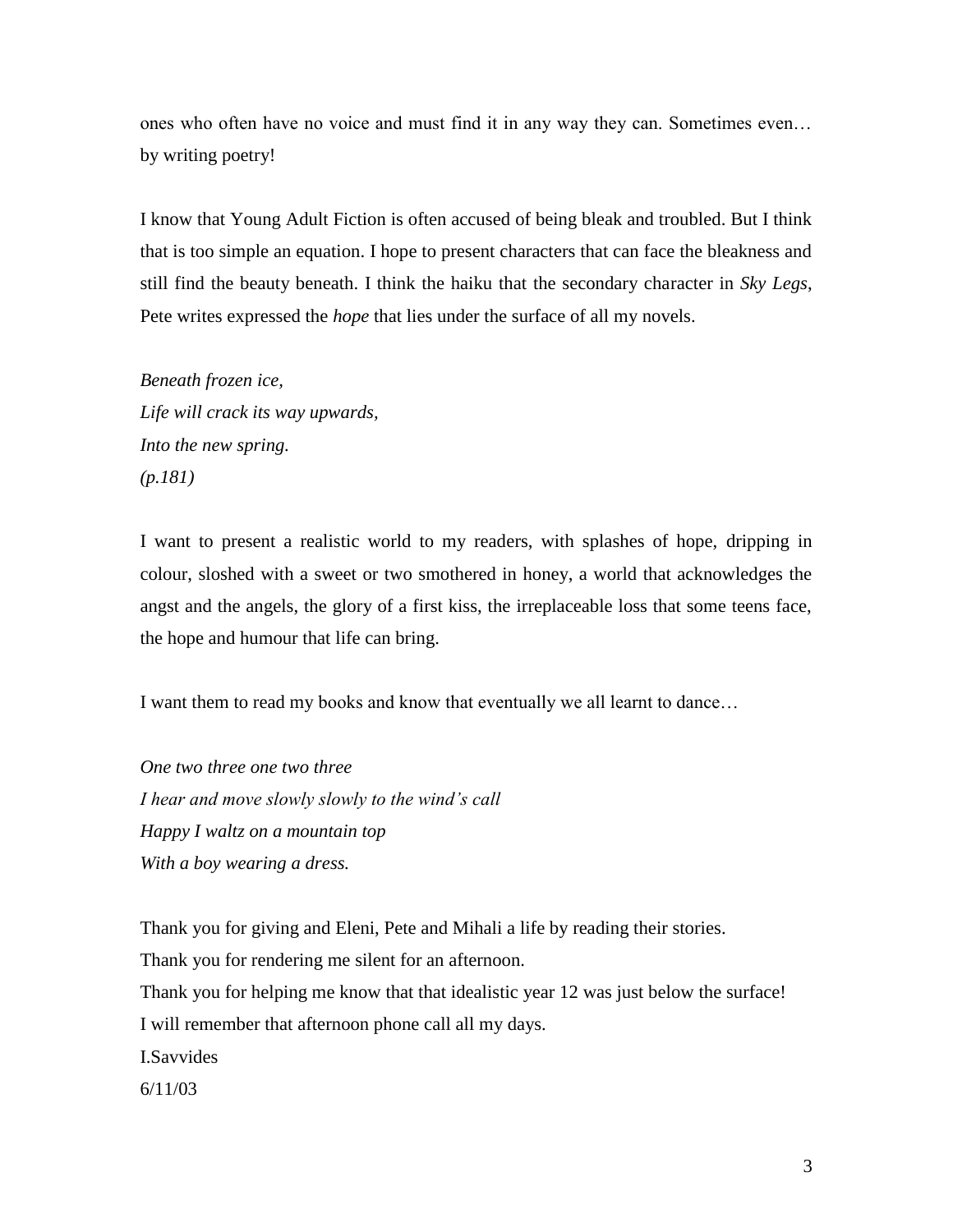ones who often have no voice and must find it in any way they can. Sometimes even… by writing poetry!

I know that Young Adult Fiction is often accused of being bleak and troubled. But I think that is too simple an equation. I hope to present characters that can face the bleakness and still find the beauty beneath. I think the haiku that the secondary character in *Sky Legs*, Pete writes expressed the *hope* that lies under the surface of all my novels.

*Beneath frozen ice,*
*Life will crack its way upwards,*
*Into the new spring.*
*(p.181)*

I want to present a realistic world to my readers, with splashes of hope, dripping in colour, sloshed with a sweet or two smothered in honey, a world that acknowledges the angst and the angels, the glory of a first kiss, the irreplaceable loss that some teens face, the hope and humour that life can bring.

I want them to read my books and know that eventually we all learnt to dance…

*One two three one two three*
*I hear and move slowly slowly to the wind's call*
*Happy I waltz on a mountain top*
*With a boy wearing a dress.*

Thank you for giving and Eleni, Pete and Mihali a life by reading their stories.
Thank you for rendering me silent for an afternoon.
Thank you for helping me know that that idealistic year 12 was just below the surface!
I will remember that afternoon phone call all my days.
I.Savvides
6/11/03